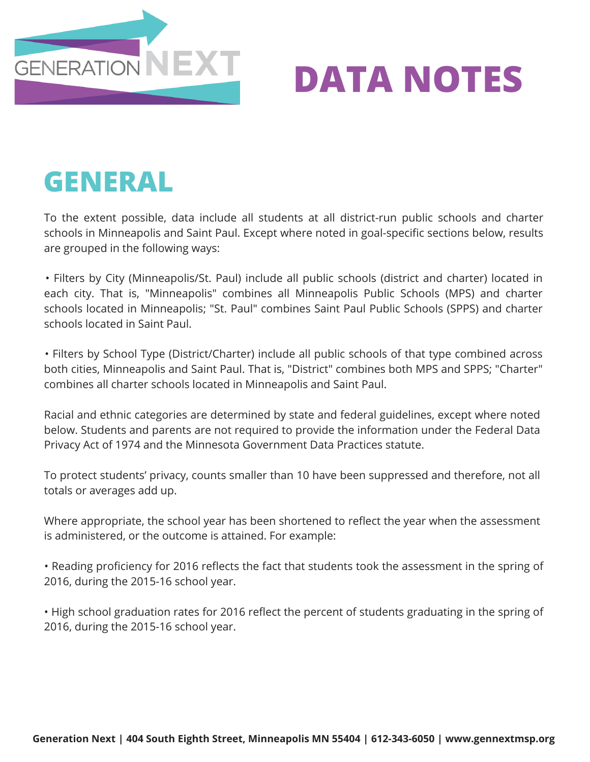GENERATION NEXT

# DATA NOTES

## GENERAL

To the extent possible, data include all students at all district-run public schools and charter schools in Minneapolis and Saint Paul. Except where noted in goal-specific sections below, results are grouped in the following ways:

• Filters by City (Minneapolis/St. Paul) include all public schools (district and charter) located in each city. That is, "Minneapolis" combines all Minneapolis Public Schools (MPS) and charter schools located in Minneapolis; "St. Paul" combines Saint Paul Public Schools (SPPS) and charter schools located in Saint Paul.

• Filters by School Type (District/Charter) include all public schools of that type combined across both cities, Minneapolis and Saint Paul. That is, "District" combines both MPS and SPPS; "Charter" combines all charter schools located in Minneapolis and Saint Paul.

Racial and ethnic categories are determined by state and federal guidelines, except where noted below. Students and parents are not required to provide the information under the Federal Data Privacy Act of 1974 and the Minnesota Government Data Practices statute.

To protect students' privacy, counts smaller than 10 have been suppressed and therefore, not all totals or averages add up.

Where appropriate, the school year has been shortened to reflect the year when the assessment is administered, or the outcome is attained. For example:

• Reading proficiency for 2016 reflects the fact that students took the assessment in the spring of 2016, during the 2015-16 school year.

• High school graduation rates for 2016 reflect the percent of students graduating in the spring of 2016, during the 2015-16 school year.

Generation Next | 404 South Eighth Street, Minneapolis MN 55404 | 612-343-6050 | www.gennextmsp.org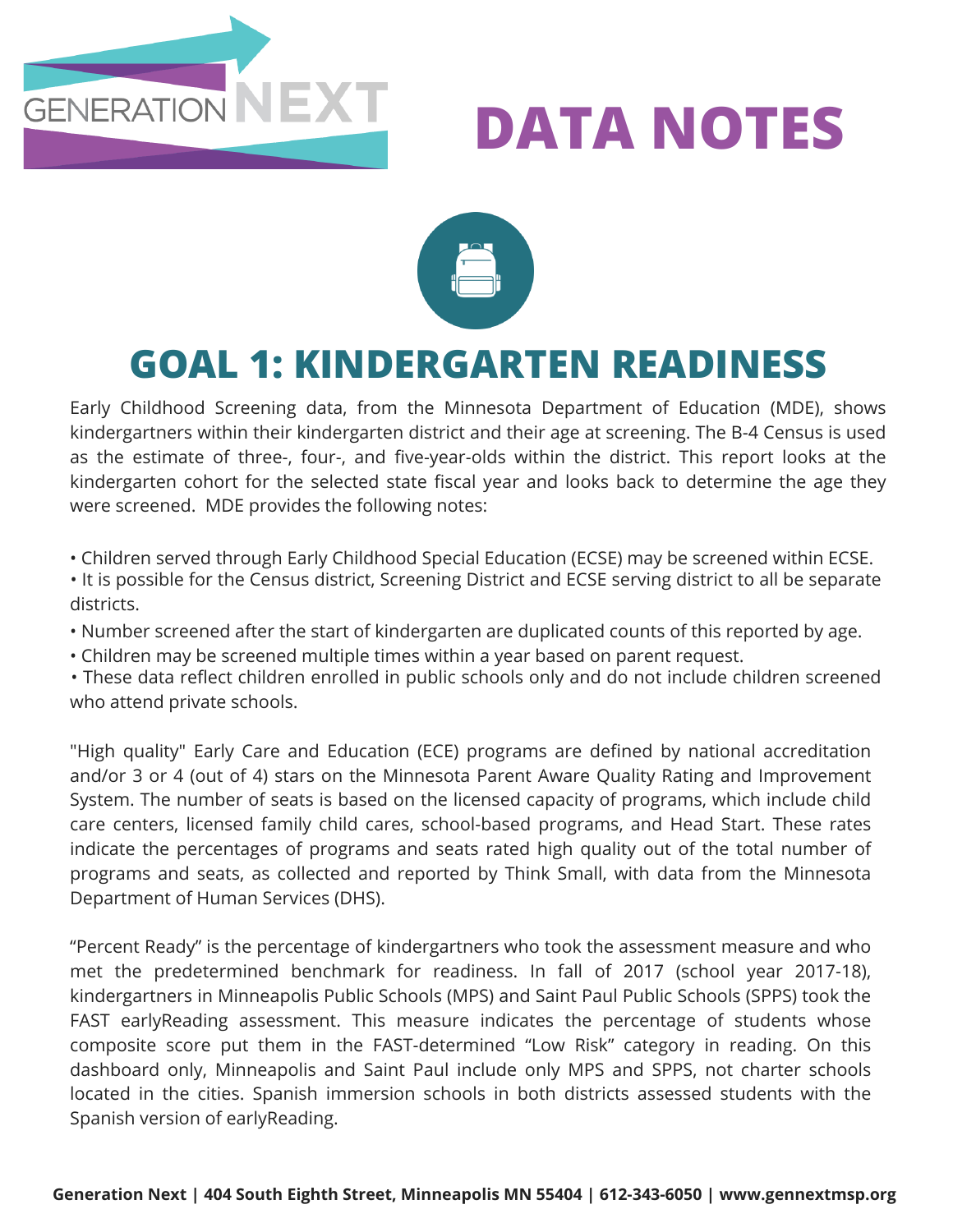# DATA NOTES

## GOAL 1: KINDERGARTEN READINESS

Early Childhood Screening data, from the Minnesota Department of Education (MDE), shows kindergartners within their kindergarten district and their age at screening. The B-4 Census is used as the estimate of three-, four-, and five-year-olds within the district. This report looks at the kindergarten cohort for the selected state fiscal year and looks back to determine the age they were screened. MDE provides the following notes:

- Children served through Early Childhood Special Education (ECSE) may be screened within ECSE.
- It is possible for the Census district, Screening District and ECSE serving district to all be separate districts.
- Number screened after the start of kindergarten are duplicated counts of this reported by age.
- Children may be screened multiple times within a year based on parent request.
- These data reflect children enrolled in public schools only and do not include children screened who attend private schools.

"High quality" Early Care and Education (ECE) programs are defined by national accreditation and/or 3 or 4 (out of 4) stars on the Minnesota Parent Aware Quality Rating and Improvement System. The number of seats is based on the licensed capacity of programs, which include child care centers, licensed family child cares, school-based programs, and Head Start. These rates indicate the percentages of programs and seats rated high quality out of the total number of programs and seats, as collected and reported by Think Small, with data from the Minnesota Department of Human Services (DHS).

"Percent Ready" is the percentage of kindergartners who took the assessment measure and who met the predetermined benchmark for readiness. In fall of 2017 (school year 2017-18), kindergartners in Minneapolis Public Schools (MPS) and Saint Paul Public Schools (SPPS) took the FAST earlyReading assessment. This measure indicates the percentage of students whose composite score put them in the FAST-determined "Low Risk" category in reading. On this dashboard only, Minneapolis and Saint Paul include only MPS and SPPS, not charter schools located in the cities. Spanish immersion schools in both districts assessed students with the Spanish version of earlyReading.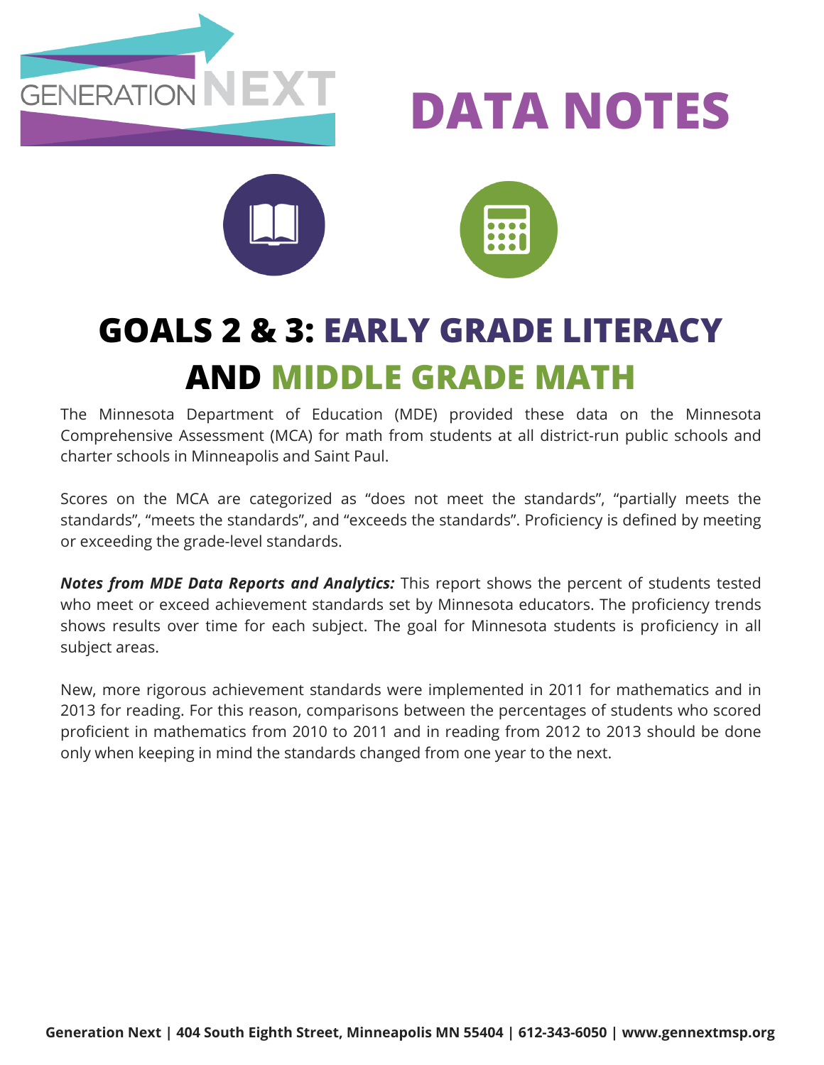GENERATION NEXT

# DATA NOTES

## GOALS 2 & 3: EARLY GRADE LITERACY AND MIDDLE GRADE MATH

The Minnesota Department of Education (MDE) provided these data on the Minnesota Comprehensive Assessment (MCA) for math from students at all district-run public schools and charter schools in Minneapolis and Saint Paul.

Scores on the MCA are categorized as "does not meet the standards", "partially meets the standards", "meets the standards", and "exceeds the standards". Proficiency is defined by meeting or exceeding the grade-level standards.

***Notes from MDE Data Reports and Analytics:*** This report shows the percent of students tested who meet or exceed achievement standards set by Minnesota educators. The proficiency trends shows results over time for each subject. The goal for Minnesota students is proficiency in all subject areas.

New, more rigorous achievement standards were implemented in 2011 for mathematics and in 2013 for reading. For this reason, comparisons between the percentages of students who scored proficient in mathematics from 2010 to 2011 and in reading from 2012 to 2013 should be done only when keeping in mind the standards changed from one year to the next.

**Generation Next | 404 South Eighth Street, Minneapolis MN 55404 | 612-343-6050 | www.gennextmsp.org**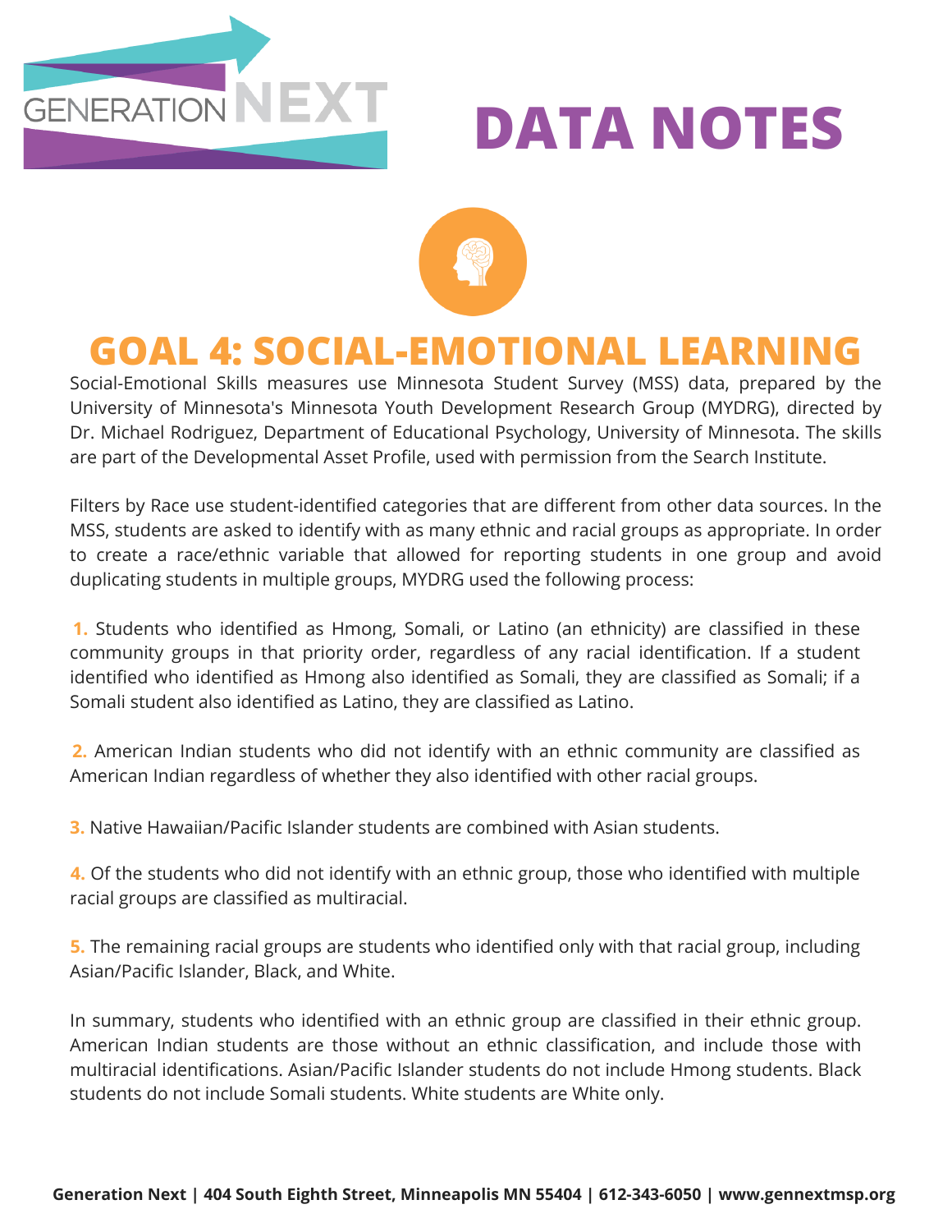# DATA NOTES

## GOAL 4: SOCIAL-EMOTIONAL LEARNING

Social-Emotional Skills measures use Minnesota Student Survey (MSS) data, prepared by the University of Minnesota's Minnesota Youth Development Research Group (MYDRG), directed by Dr. Michael Rodriguez, Department of Educational Psychology, University of Minnesota. The skills are part of the Developmental Asset Profile, used with permission from the Search Institute.

Filters by Race use student-identified categories that are different from other data sources. In the MSS, students are asked to identify with as many ethnic and racial groups as appropriate. In order to create a race/ethnic variable that allowed for reporting students in one group and avoid duplicating students in multiple groups, MYDRG used the following process:

**1.** Students who identified as Hmong, Somali, or Latino (an ethnicity) are classified in these community groups in that priority order, regardless of any racial identification. If a student identified who identified as Hmong also identified as Somali, they are classified as Somali; if a Somali student also identified as Latino, they are classified as Latino.

**2.** American Indian students who did not identify with an ethnic community are classified as American Indian regardless of whether they also identified with other racial groups.

**3.** Native Hawaiian/Pacific Islander students are combined with Asian students.

**4.** Of the students who did not identify with an ethnic group, those who identified with multiple racial groups are classified as multiracial.

**5.** The remaining racial groups are students who identified only with that racial group, including Asian/Pacific Islander, Black, and White.

In summary, students who identified with an ethnic group are classified in their ethnic group. American Indian students are those without an ethnic classification, and include those with multiracial identifications. Asian/Pacific Islander students do not include Hmong students. Black students do not include Somali students. White students are White only.

**Generation Next | 404 South Eighth Street, Minneapolis MN 55404 | 612-343-6050 | www.gennextmsp.org**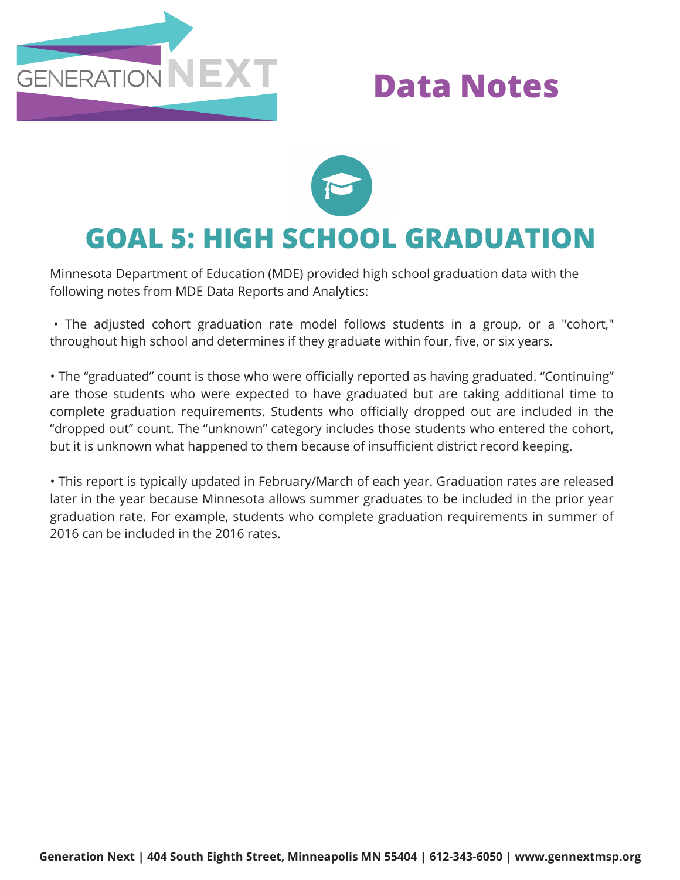# Data Notes

## GOAL 5: HIGH SCHOOL GRADUATION

Minnesota Department of Education (MDE) provided high school graduation data with the following notes from MDE Data Reports and Analytics:

- The adjusted cohort graduation rate model follows students in a group, or a "cohort," throughout high school and determines if they graduate within four, five, or six years.

- The "graduated" count is those who were officially reported as having graduated. "Continuing" are those students who were expected to have graduated but are taking additional time to complete graduation requirements. Students who officially dropped out are included in the "dropped out" count. The "unknown" category includes those students who entered the cohort, but it is unknown what happened to them because of insufficient district record keeping.

- This report is typically updated in February/March of each year. Graduation rates are released later in the year because Minnesota allows summer graduates to be included in the prior year graduation rate. For example, students who complete graduation requirements in summer of 2016 can be included in the 2016 rates.

**Generation Next | 404 South Eighth Street, Minneapolis MN 55404 | 612-343-6050 | www.gennextmsp.org**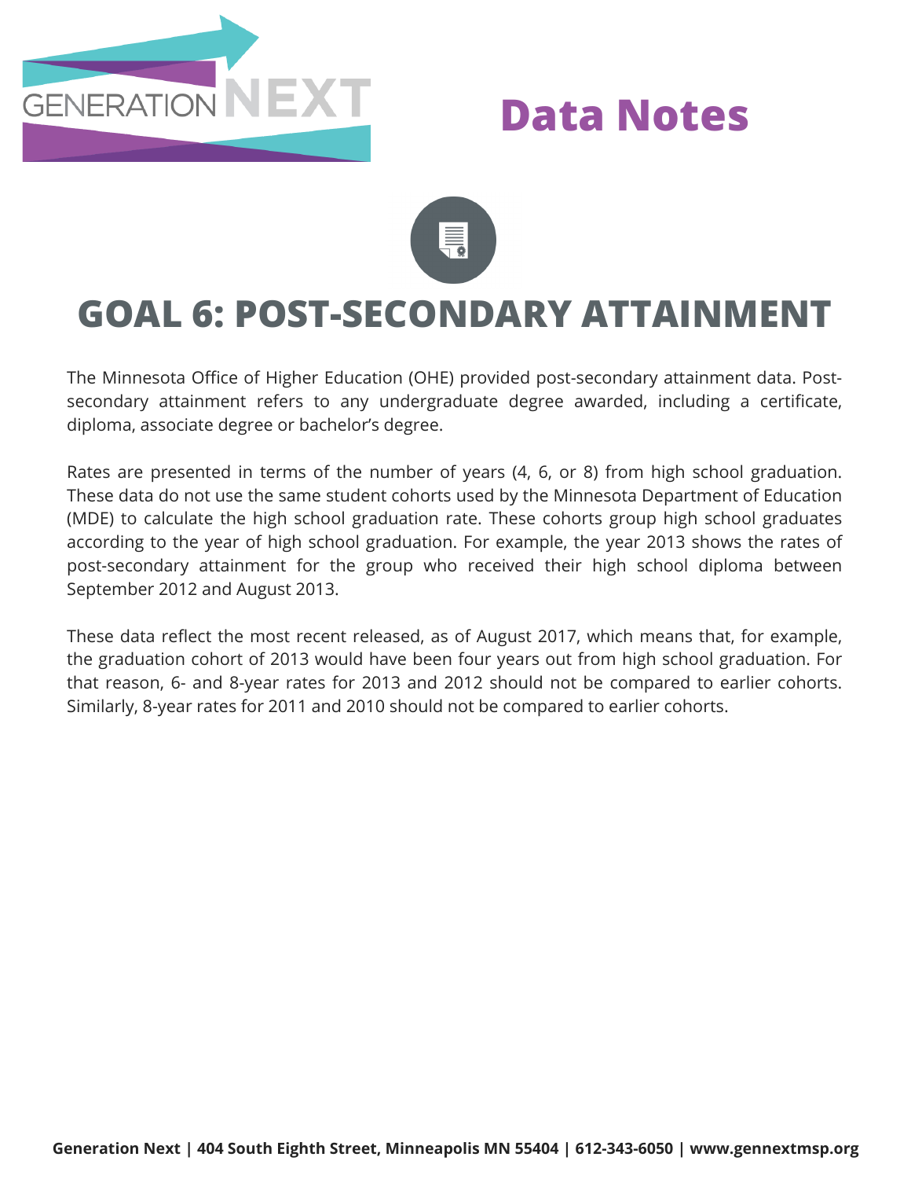GENERATION NEXT

# Data Notes

## GOAL 6: POST-SECONDARY ATTAINMENT

The Minnesota Office of Higher Education (OHE) provided post-secondary attainment data. Post-secondary attainment refers to any undergraduate degree awarded, including a certificate, diploma, associate degree or bachelor's degree.

Rates are presented in terms of the number of years (4, 6, or 8) from high school graduation. These data do not use the same student cohorts used by the Minnesota Department of Education (MDE) to calculate the high school graduation rate. These cohorts group high school graduates according to the year of high school graduation. For example, the year 2013 shows the rates of post-secondary attainment for the group who received their high school diploma between September 2012 and August 2013.

These data reflect the most recent released, as of August 2017, which means that, for example, the graduation cohort of 2013 would have been four years out from high school graduation. For that reason, 6- and 8-year rates for 2013 and 2012 should not be compared to earlier cohorts. Similarly, 8-year rates for 2011 and 2010 should not be compared to earlier cohorts.

**Generation Next | 404 South Eighth Street, Minneapolis MN 55404 | 612-343-6050 | www.gennextmsp.org**